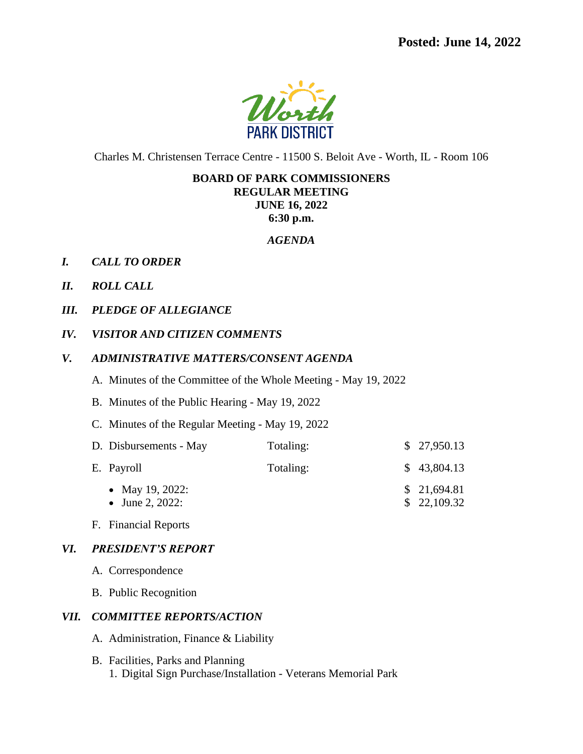**Posted: June 14, 2022**

Worth PARK DISTRICT

Charles M. Christensen Terrace Centre - 11500 S. Beloit Ave - Worth, IL - Room 106

**BOARD OF PARK COMMISSIONERS**
**REGULAR MEETING**
**JUNE 16, 2022**
**6:30 p.m.**

***AGENDA***

***I. CALL TO ORDER***

***II. ROLL CALL***

***III. PLEDGE OF ALLEGIANCE***

***IV. VISITOR AND CITIZEN COMMENTS***

***V. ADMINISTRATIVE MATTERS/CONSENT AGENDA***

A. Minutes of the Committee of the Whole Meeting - May 19, 2022

B. Minutes of the Public Hearing - May 19, 2022

C. Minutes of the Regular Meeting - May 19, 2022

D. Disbursements - May — Totaling: $ 27,950.13

E. Payroll — Totaling: $ 43,804.13

- May 19, 2022: $ 21,694.81
- June 2, 2022: $ 22,109.32

F. Financial Reports

***VI. PRESIDENT'S REPORT***

A. Correspondence

B. Public Recognition

***VII. COMMITTEE REPORTS/ACTION***

A. Administration, Finance & Liability

B. Facilities, Parks and Planning
   1. Digital Sign Purchase/Installation - Veterans Memorial Park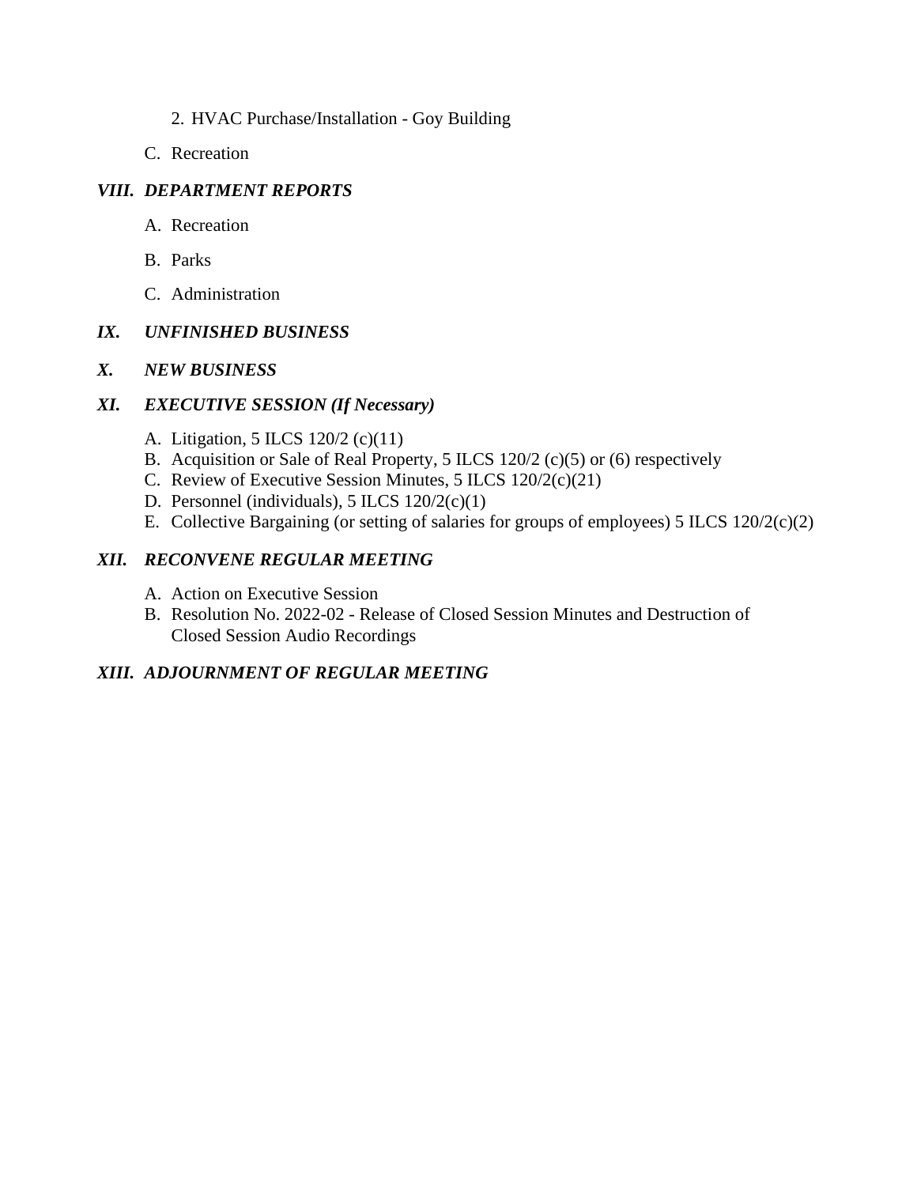2. HVAC Purchase/Installation - Goy Building

C. Recreation

### *VIII. DEPARTMENT REPORTS*

A. Recreation

B. Parks

C. Administration

### *IX. UNFINISHED BUSINESS*

### *X. NEW BUSINESS*

### *XI. EXECUTIVE SESSION (If Necessary)*

A. Litigation, 5 ILCS 120/2 (c)(11)
B. Acquisition or Sale of Real Property, 5 ILCS 120/2 (c)(5) or (6) respectively
C. Review of Executive Session Minutes, 5 ILCS 120/2(c)(21)
D. Personnel (individuals), 5 ILCS 120/2(c)(1)
E. Collective Bargaining (or setting of salaries for groups of employees) 5 ILCS 120/2(c)(2)

### *XII. RECONVENE REGULAR MEETING*

A. Action on Executive Session
B. Resolution No. 2022-02 - Release of Closed Session Minutes and Destruction of Closed Session Audio Recordings

### *XIII. ADJOURNMENT OF REGULAR MEETING*